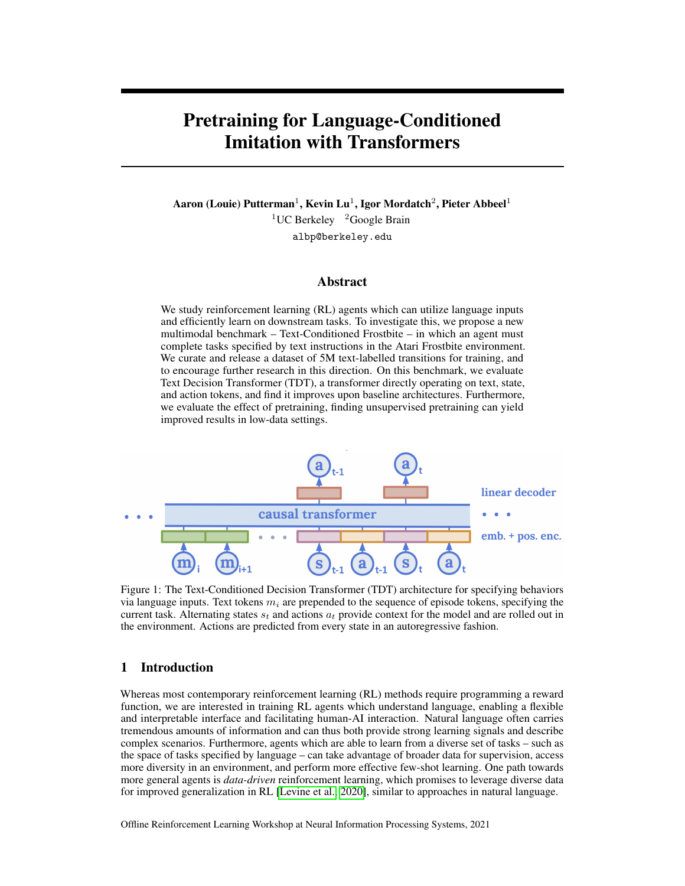# Pretraining for Language-Conditioned Imitation with Transformers

**Aaron (Louie) Putterman**[1], **Kevin Lu**[1], **Igor Mordatch**[2], **Pieter Abbeel**[1]

[1]UC Berkeley [2]Google Brain

albp@berkeley.edu

## Abstract

We study reinforcement learning (RL) agents which can utilize language inputs and efficiently learn on downstream tasks. To investigate this, we propose a new multimodal benchmark – Text-Conditioned Frostbite – in which an agent must complete tasks specified by text instructions in the Atari Frostbite environment. We curate and release a dataset of 5M text-labelled transitions for training, and to encourage further research in this direction. On this benchmark, we evaluate Text Decision Transformer (TDT), a transformer directly operating on text, state, and action tokens, and find it improves upon baseline architectures. Furthermore, we evaluate the effect of pretraining, finding unsupervised pretraining can yield improved results in low-data settings.

Figure 1: The Text-Conditioned Decision Transformer (TDT) architecture for specifying behaviors via language inputs. Text tokens $m_i$ are prepended to the sequence of episode tokens, specifying the current task. Alternating states $s_t$ and actions $a_t$ provide context for the model and are rolled out in the environment. Actions are predicted from every state in an autoregressive fashion.

## 1 Introduction

Whereas most contemporary reinforcement learning (RL) methods require programming a reward function, we are interested in training RL agents which understand language, enabling a flexible and interpretable interface and facilitating human-AI interaction. Natural language often carries tremendous amounts of information and can thus both provide strong learning signals and describe complex scenarios. Furthermore, agents which are able to learn from a diverse set of tasks – such as the space of tasks specified by language – can take advantage of broader data for supervision, access more diversity in an environment, and perform more effective few-shot learning. One path towards more general agents is *data-driven* reinforcement learning, which promises to leverage diverse data for improved generalization in RL [Levine et al., 2020], similar to approaches in natural language.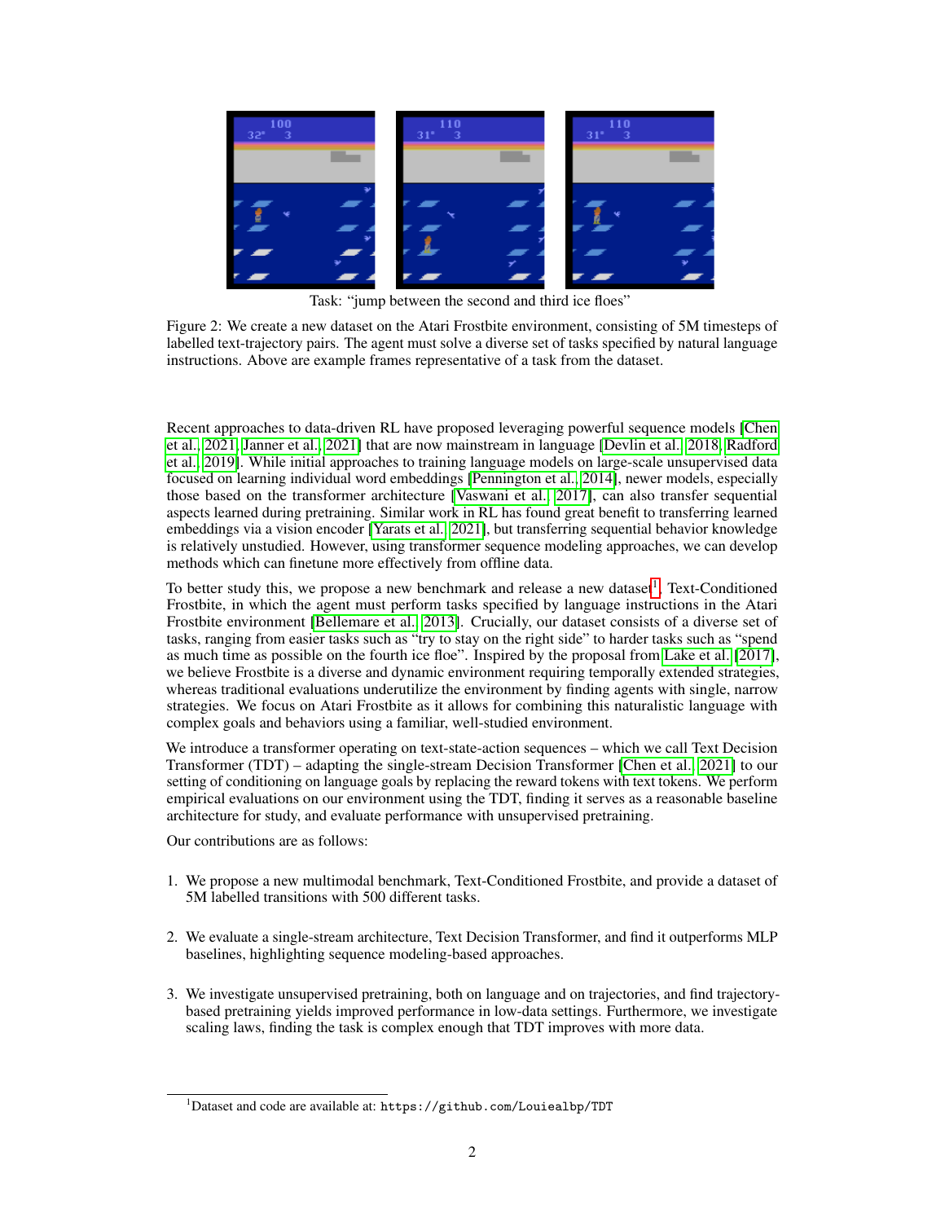Task: "jump between the second and third ice floes"

Figure 2: We create a new dataset on the Atari Frostbite environment, consisting of 5M timesteps of labelled text-trajectory pairs. The agent must solve a diverse set of tasks specified by natural language instructions. Above are example frames representative of a task from the dataset.

Recent approaches to data-driven RL have proposed leveraging powerful sequence models [Chen et al., 2021, Janner et al., 2021] that are now mainstream in language [Devlin et al., 2018, Radford et al., 2019]. While initial approaches to training language models on large-scale unsupervised data focused on learning individual word embeddings [Pennington et al., 2014], newer models, especially those based on the transformer architecture [Vaswani et al., 2017], can also transfer sequential aspects learned during pretraining. Similar work in RL has found great benefit to transferring learned embeddings via a vision encoder [Yarats et al., 2021], but transferring sequential behavior knowledge is relatively unstudied. However, using transformer sequence modeling approaches, we can develop methods which can finetune more effectively from offline data.

To better study this, we propose a new benchmark and release a new dataset[1], Text-Conditioned Frostbite, in which the agent must perform tasks specified by language instructions in the Atari Frostbite environment [Bellemare et al., 2013]. Crucially, our dataset consists of a diverse set of tasks, ranging from easier tasks such as "try to stay on the right side" to harder tasks such as "spend as much time as possible on the fourth ice floe". Inspired by the proposal from Lake et al. [2017], we believe Frostbite is a diverse and dynamic environment requiring temporally extended strategies, whereas traditional evaluations underutilize the environment by finding agents with single, narrow strategies. We focus on Atari Frostbite as it allows for combining this naturalistic language with complex goals and behaviors using a familiar, well-studied environment.

We introduce a transformer operating on text-state-action sequences – which we call Text Decision Transformer (TDT) – adapting the single-stream Decision Transformer [Chen et al., 2021] to our setting of conditioning on language goals by replacing the reward tokens with text tokens. We perform empirical evaluations on our environment using the TDT, finding it serves as a reasonable baseline architecture for study, and evaluate performance with unsupervised pretraining.

Our contributions are as follows:

1. We propose a new multimodal benchmark, Text-Conditioned Frostbite, and provide a dataset of 5M labelled transitions with 500 different tasks.

2. We evaluate a single-stream architecture, Text Decision Transformer, and find it outperforms MLP baselines, highlighting sequence modeling-based approaches.

3. We investigate unsupervised pretraining, both on language and on trajectories, and find trajectory-based pretraining yields improved performance in low-data settings. Furthermore, we investigate scaling laws, finding the task is complex enough that TDT improves with more data.

[1] Dataset and code are available at: `https://github.com/Louiealbp/TDT`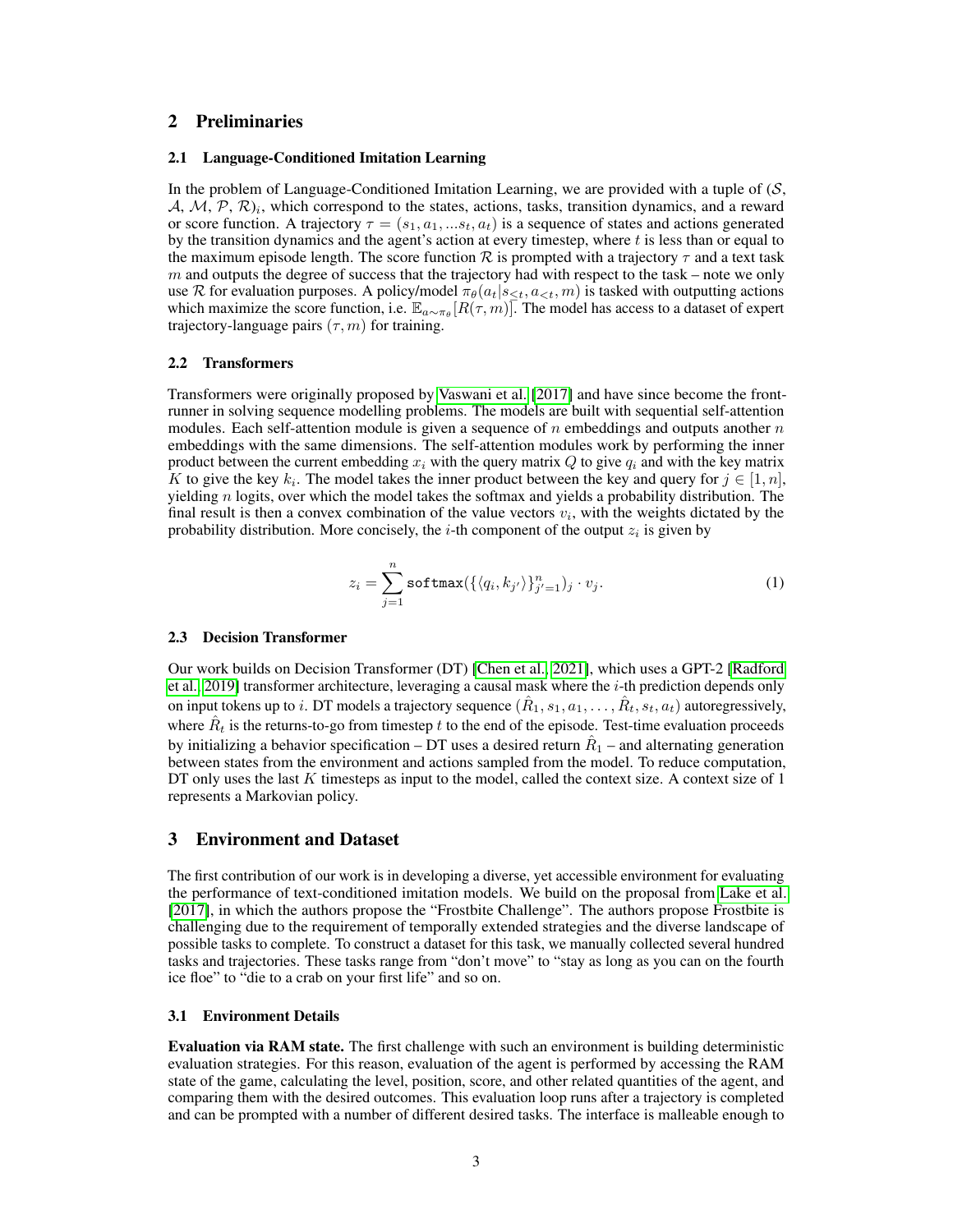## 2 Preliminaries

### 2.1 Language-Conditioned Imitation Learning

In the problem of Language-Conditioned Imitation Learning, we are provided with a tuple of $(\mathcal{S}, \mathcal{A}, \mathcal{M}, \mathcal{P}, \mathcal{R})_i$, which correspond to the states, actions, tasks, transition dynamics, and a reward or score function. A trajectory $\tau = (s_1, a_1, ... s_t, a_t)$ is a sequence of states and actions generated by the transition dynamics and the agent's action at every timestep, where $t$ is less than or equal to the maximum episode length. The score function $\mathcal{R}$ is prompted with a trajectory $\tau$ and a text task $m$ and outputs the degree of success that the trajectory had with respect to the task – note we only use $\mathcal{R}$ for evaluation purposes. A policy/model $\pi_\theta(a_t | s_{<t}, a_{<t}, m)$ is tasked with outputting actions which maximize the score function, i.e. $\mathbb{E}_{a \sim \pi_\theta}[R(\tau, m)]$. The model has access to a dataset of expert trajectory-language pairs $(\tau, m)$ for training.

### 2.2 Transformers

Transformers were originally proposed by Vaswani et al. [2017] and have since become the front-runner in solving sequence modelling problems. The models are built with sequential self-attention modules. Each self-attention module is given a sequence of $n$ embeddings and outputs another $n$ embeddings with the same dimensions. The self-attention modules work by performing the inner product between the current embedding $x_i$ with the query matrix $Q$ to give $q_i$ and with the key matrix $K$ to give the key $k_i$. The model takes the inner product between the key and query for $j \in [1, n]$, yielding $n$ logits, over which the model takes the softmax and yields a probability distribution. The final result is then a convex combination of the value vectors $v_i$, with the weights dictated by the probability distribution. More concisely, the $i$-th component of the output $z_i$ is given by

$$z_i = \sum_{j=1}^{n} \texttt{softmax}(\{\langle q_i, k_{j'} \rangle\}_{j'=1}^{n})_j \cdot v_j. \tag{1}$$

### 2.3 Decision Transformer

Our work builds on Decision Transformer (DT) [Chen et al., 2021], which uses a GPT-2 [Radford et al., 2019] transformer architecture, leveraging a causal mask where the $i$-th prediction depends only on input tokens up to $i$. DT models a trajectory sequence $(\hat{R}_1, s_1, a_1, \ldots, \hat{R}_t, s_t, a_t)$ autoregressively, where $\hat{R}_t$ is the returns-to-go from timestep $t$ to the end of the episode. Test-time evaluation proceeds by initializing a behavior specification – DT uses a desired return $\hat{R}_1$ – and alternating generation between states from the environment and actions sampled from the model. To reduce computation, DT only uses the last $K$ timesteps as input to the model, called the context size. A context size of 1 represents a Markovian policy.

## 3 Environment and Dataset

The first contribution of our work is in developing a diverse, yet accessible environment for evaluating the performance of text-conditioned imitation models. We build on the proposal from Lake et al. [2017], in which the authors propose the "Frostbite Challenge". The authors propose Frostbite is challenging due to the requirement of temporally extended strategies and the diverse landscape of possible tasks to complete. To construct a dataset for this task, we manually collected several hundred tasks and trajectories. These tasks range from "don't move" to "stay as long as you can on the fourth ice floe" to "die to a crab on your first life" and so on.

### 3.1 Environment Details

**Evaluation via RAM state.** The first challenge with such an environment is building deterministic evaluation strategies. For this reason, evaluation of the agent is performed by accessing the RAM state of the game, calculating the level, position, score, and other related quantities of the agent, and comparing them with the desired outcomes. This evaluation loop runs after a trajectory is completed and can be prompted with a number of different desired tasks. The interface is malleable enough to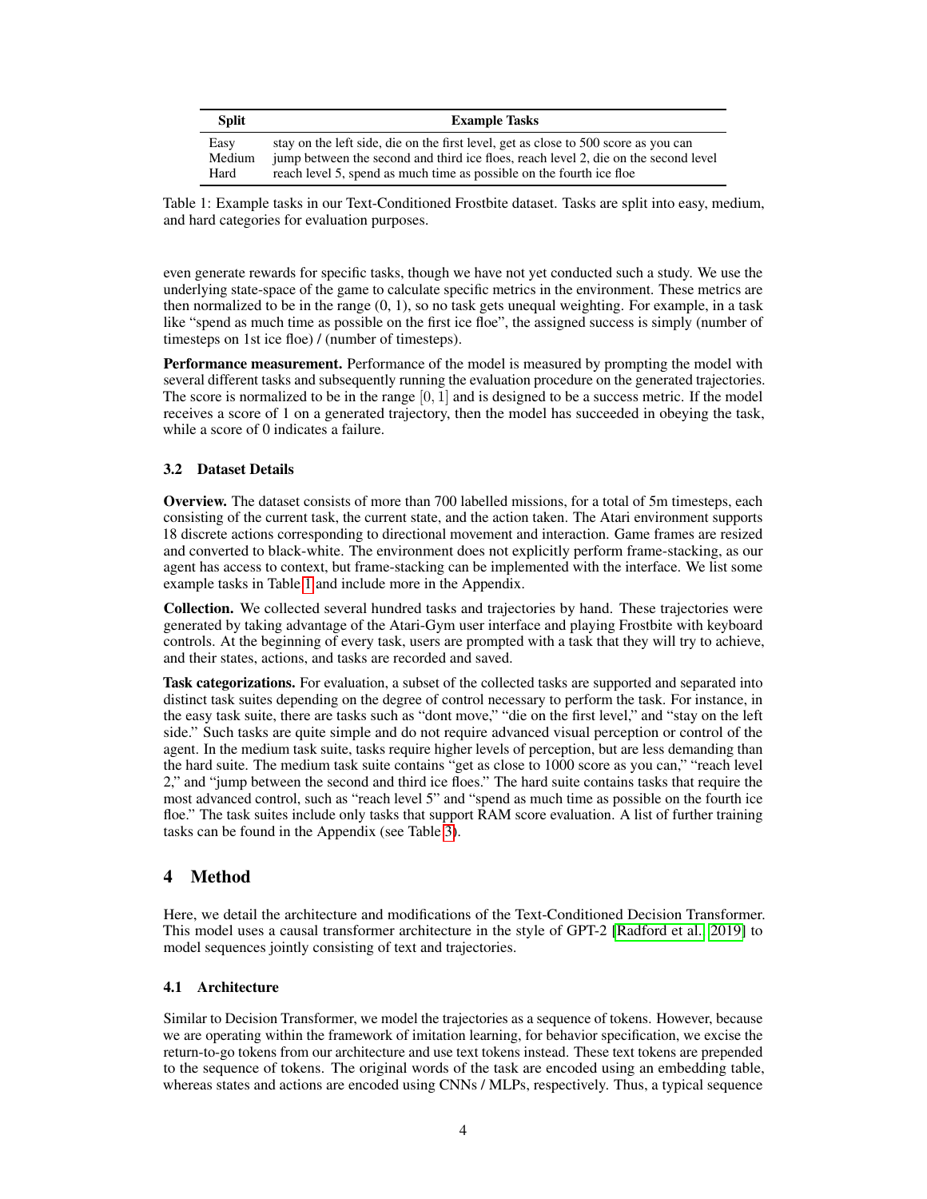| Split | Example Tasks |
|---|---|
| Easy | stay on the left side, die on the first level, get as close to 500 score as you can |
| Medium | jump between the second and third ice floes, reach level 2, die on the second level |
| Hard | reach level 5, spend as much time as possible on the fourth ice floe |

Table 1: Example tasks in our Text-Conditioned Frostbite dataset. Tasks are split into easy, medium, and hard categories for evaluation purposes.

even generate rewards for specific tasks, though we have not yet conducted such a study. We use the underlying state-space of the game to calculate specific metrics in the environment. These metrics are then normalized to be in the range (0, 1), so no task gets unequal weighting. For example, in a task like "spend as much time as possible on the first ice floe", the assigned success is simply (number of timesteps on 1st ice floe) / (number of timesteps).

**Performance measurement.** Performance of the model is measured by prompting the model with several different tasks and subsequently running the evaluation procedure on the generated trajectories. The score is normalized to be in the range $[0, 1]$ and is designed to be a success metric. If the model receives a score of 1 on a generated trajectory, then the model has succeeded in obeying the task, while a score of 0 indicates a failure.

### 3.2 Dataset Details

**Overview.** The dataset consists of more than 700 labelled missions, for a total of 5m timesteps, each consisting of the current task, the current state, and the action taken. The Atari environment supports 18 discrete actions corresponding to directional movement and interaction. Game frames are resized and converted to black-white. The environment does not explicitly perform frame-stacking, as our agent has access to context, but frame-stacking can be implemented with the interface. We list some example tasks in Table 1 and include more in the Appendix.

**Collection.** We collected several hundred tasks and trajectories by hand. These trajectories were generated by taking advantage of the Atari-Gym user interface and playing Frostbite with keyboard controls. At the beginning of every task, users are prompted with a task that they will try to achieve, and their states, actions, and tasks are recorded and saved.

**Task categorizations.** For evaluation, a subset of the collected tasks are supported and separated into distinct task suites depending on the degree of control necessary to perform the task. For instance, in the easy task suite, there are tasks such as "dont move," "die on the first level," and "stay on the left side." Such tasks are quite simple and do not require advanced visual perception or control of the agent. In the medium task suite, tasks require higher levels of perception, but are less demanding than the hard suite. The medium task suite contains "get as close to 1000 score as you can," "reach level 2," and "jump between the second and third ice floes." The hard suite contains tasks that require the most advanced control, such as "reach level 5" and "spend as much time as possible on the fourth ice floe." The task suites include only tasks that support RAM score evaluation. A list of further training tasks can be found in the Appendix (see Table 3).

## 4 Method

Here, we detail the architecture and modifications of the Text-Conditioned Decision Transformer. This model uses a causal transformer architecture in the style of GPT-2 [Radford et al., 2019] to model sequences jointly consisting of text and trajectories.

### 4.1 Architecture

Similar to Decision Transformer, we model the trajectories as a sequence of tokens. However, because we are operating within the framework of imitation learning, for behavior specification, we excise the return-to-go tokens from our architecture and use text tokens instead. These text tokens are prepended to the sequence of tokens. The original words of the task are encoded using an embedding table, whereas states and actions are encoded using CNNs / MLPs, respectively. Thus, a typical sequence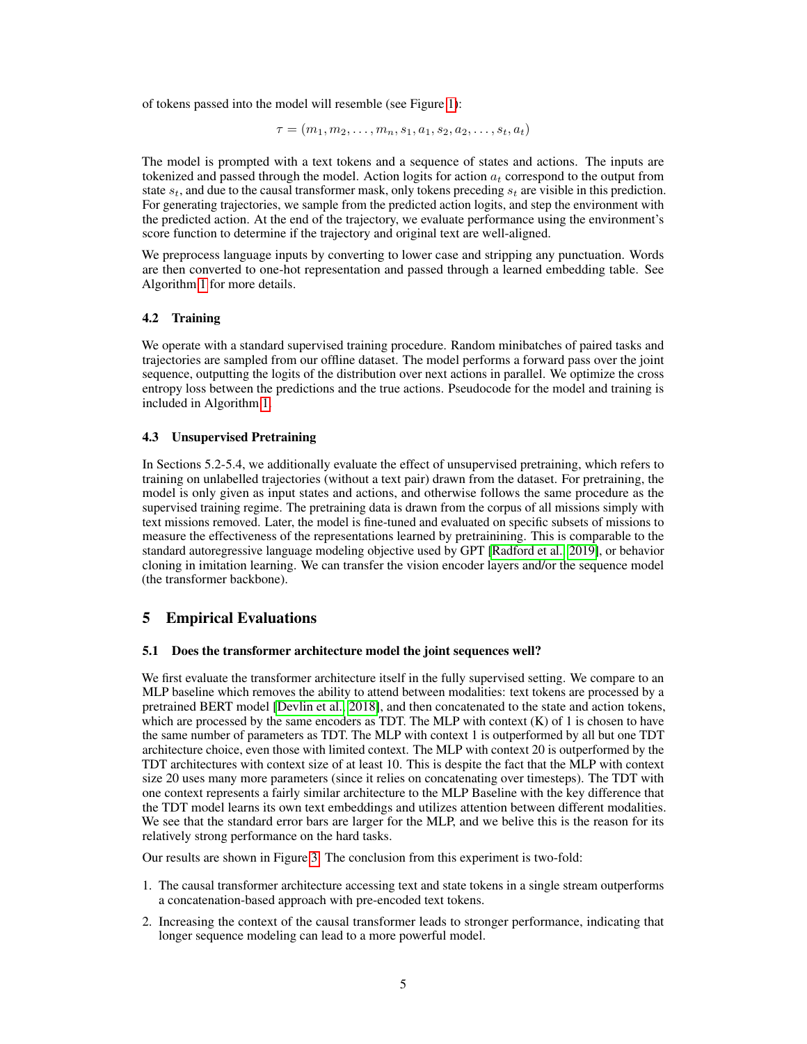of tokens passed into the model will resemble (see Figure 1):

$$\tau = (m_1, m_2, \ldots, m_n, s_1, a_1, s_2, a_2, \ldots, s_t, a_t)$$

The model is prompted with a text tokens and a sequence of states and actions. The inputs are tokenized and passed through the model. Action logits for action $a_t$ correspond to the output from state $s_t$, and due to the causal transformer mask, only tokens preceding $s_t$ are visible in this prediction. For generating trajectories, we sample from the predicted action logits, and step the environment with the predicted action. At the end of the trajectory, we evaluate performance using the environment's score function to determine if the trajectory and original text are well-aligned.

We preprocess language inputs by converting to lower case and stripping any punctuation. Words are then converted to one-hot representation and passed through a learned embedding table. See Algorithm 1 for more details.

### 4.2 Training

We operate with a standard supervised training procedure. Random minibatches of paired tasks and trajectories are sampled from our offline dataset. The model performs a forward pass over the joint sequence, outputting the logits of the distribution over next actions in parallel. We optimize the cross entropy loss between the predictions and the true actions. Pseudocode for the model and training is included in Algorithm 1.

### 4.3 Unsupervised Pretraining

In Sections 5.2-5.4, we additionally evaluate the effect of unsupervised pretraining, which refers to training on unlabelled trajectories (without a text pair) drawn from the dataset. For pretraining, the model is only given as input states and actions, and otherwise follows the same procedure as the supervised training regime. The pretraining data is drawn from the corpus of all missions simply with text missions removed. Later, the model is fine-tuned and evaluated on specific subsets of missions to measure the effectiveness of the representations learned by pretraining. This is comparable to the standard autoregressive language modeling objective used by GPT [Radford et al., 2019], or behavior cloning in imitation learning. We can transfer the vision encoder layers and/or the sequence model (the transformer backbone).

## 5 Empirical Evaluations

### 5.1 Does the transformer architecture model the joint sequences well?

We first evaluate the transformer architecture itself in the fully supervised setting. We compare to an MLP baseline which removes the ability to attend between modalities: text tokens are processed by a pretrained BERT model [Devlin et al., 2018], and then concatenated to the state and action tokens, which are processed by the same encoders as TDT. The MLP with context (K) of 1 is chosen to have the same number of parameters as TDT. The MLP with context 1 is outperformed by all but one TDT architecture choice, even those with limited context. The MLP with context 20 is outperformed by the TDT architectures with context size of at least 10. This is despite the fact that the MLP with context size 20 uses many more parameters (since it relies on concatenating over timesteps). The TDT with one context represents a fairly similar architecture to the MLP Baseline with the key difference that the TDT model learns its own text embeddings and utilizes attention between different modalities. We see that the standard error bars are larger for the MLP, and we belive this is the reason for its relatively strong performance on the hard tasks.

Our results are shown in Figure 3. The conclusion from this experiment is two-fold:

1. The causal transformer architecture accessing text and state tokens in a single stream outperforms a concatenation-based approach with pre-encoded text tokens.
2. Increasing the context of the causal transformer leads to stronger performance, indicating that longer sequence modeling can lead to a more powerful model.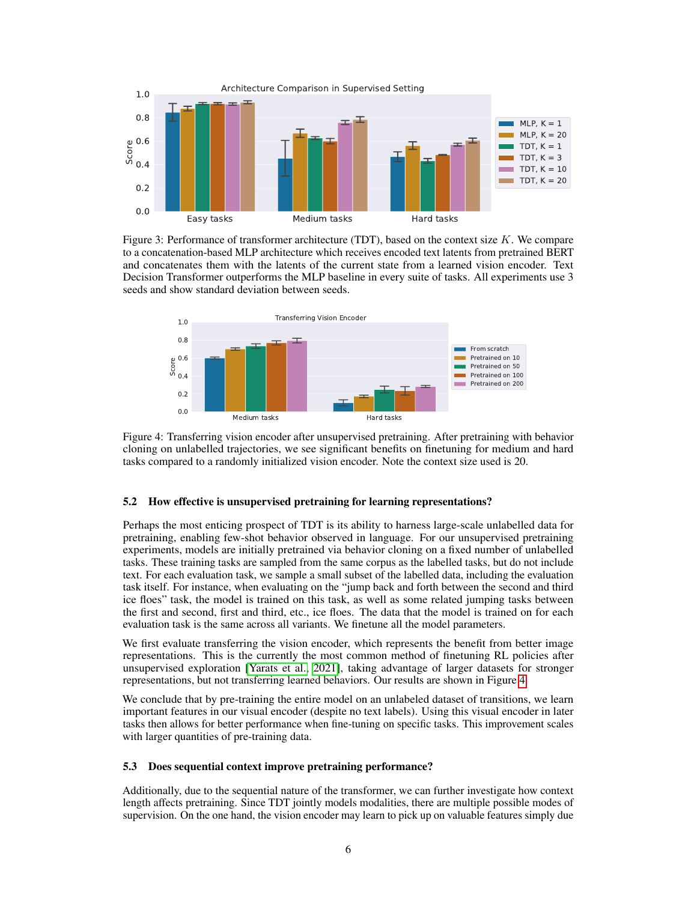Figure 3: Performance of transformer architecture (TDT), based on the context size $K$. We compare to a concatenation-based MLP architecture which receives encoded text latents from pretrained BERT and concatenates them with the latents of the current state from a learned vision encoder. Text Decision Transformer outperforms the MLP baseline in every suite of tasks. All experiments use 3 seeds and show standard deviation between seeds.

Figure 4: Transferring vision encoder after unsupervised pretraining. After pretraining with behavior cloning on unlabelled trajectories, we see significant benefits on finetuning for medium and hard tasks compared to a randomly initialized vision encoder. Note the context size used is 20.

### 5.2 How effective is unsupervised pretraining for learning representations?

Perhaps the most enticing prospect of TDT is its ability to harness large-scale unlabelled data for pretraining, enabling few-shot behavior observed in language. For our unsupervised pretraining experiments, models are initially pretrained via behavior cloning on a fixed number of unlabelled tasks. These training tasks are sampled from the same corpus as the labelled tasks, but do not include text. For each evaluation task, we sample a small subset of the labelled data, including the evaluation task itself. For instance, when evaluating on the "jump back and forth between the second and third ice floes" task, the model is trained on this task, as well as some related jumping tasks between the first and second, first and third, etc., ice floes. The data that the model is trained on for each evaluation task is the same across all variants. We finetune all the model parameters.

We first evaluate transferring the vision encoder, which represents the benefit from better image representations. This is the currently the most common method of finetuning RL policies after unsupervised exploration [Yarats et al., 2021], taking advantage of larger datasets for stronger representations, but not transferring learned behaviors. Our results are shown in Figure 4.

We conclude that by pre-training the entire model on an unlabeled dataset of transitions, we learn important features in our visual encoder (despite no text labels). Using this visual encoder in later tasks then allows for better performance when fine-tuning on specific tasks. This improvement scales with larger quantities of pre-training data.

### 5.3 Does sequential context improve pretraining performance?

Additionally, due to the sequential nature of the transformer, we can further investigate how context length affects pretraining. Since TDT jointly models modalities, there are multiple possible modes of supervision. On the one hand, the vision encoder may learn to pick up on valuable features simply due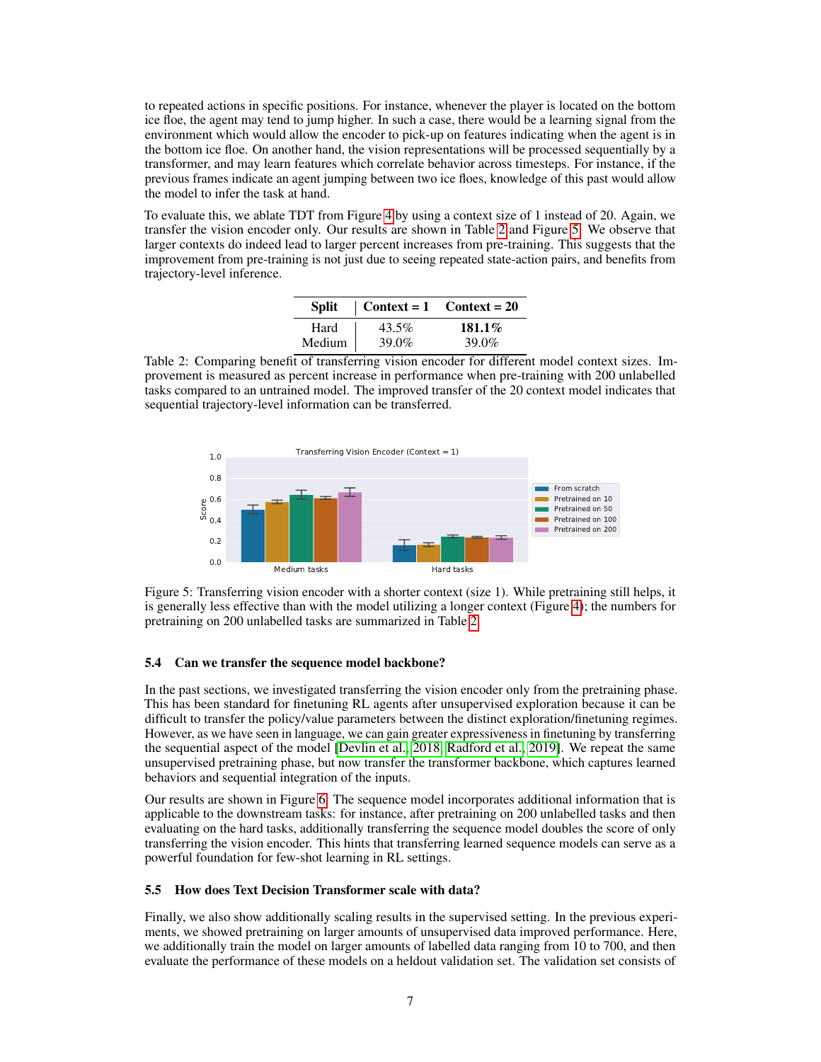to repeated actions in specific positions. For instance, whenever the player is located on the bottom ice floe, the agent may tend to jump higher. In such a case, there would be a learning signal from the environment which would allow the encoder to pick-up on features indicating when the agent is in the bottom ice floe. On another hand, the vision representations will be processed sequentially by a transformer, and may learn features which correlate behavior across timesteps. For instance, if the previous frames indicate an agent jumping between two ice floes, knowledge of this past would allow the model to infer the task at hand.

To evaluate this, we ablate TDT from Figure 4 by using a context size of 1 instead of 20. Again, we transfer the vision encoder only. Our results are shown in Table 2 and Figure 5. We observe that larger contexts do indeed lead to larger percent increases from pre-training. This suggests that the improvement from pre-training is not just due to seeing repeated state-action pairs, and benefits from trajectory-level inference.

| Split | Context = 1 | Context = 20 |
|---|---|---|
| Hard | 43.5% | **181.1%** |
| Medium | 39.0% | 39.0% |

Table 2: Comparing benefit of transferring vision encoder for different model context sizes. Improvement is measured as percent increase in performance when pre-training with 200 unlabelled tasks compared to an untrained model. The improved transfer of the 20 context model indicates that sequential trajectory-level information can be transferred.

Figure 5: Transferring vision encoder with a shorter context (size 1). While pretraining still helps, it is generally less effective than with the model utilizing a longer context (Figure 4); the numbers for pretraining on 200 unlabelled tasks are summarized in Table 2.

### 5.4 Can we transfer the sequence model backbone?

In the past sections, we investigated transferring the vision encoder only from the pretraining phase. This has been standard for finetuning RL agents after unsupervised exploration because it can be difficult to transfer the policy/value parameters between the distinct exploration/finetuning regimes. However, as we have seen in language, we can gain greater expressiveness in finetuning by transferring the sequential aspect of the model [Devlin et al., 2018, Radford et al., 2019]. We repeat the same unsupervised pretraining phase, but now transfer the transformer backbone, which captures learned behaviors and sequential integration of the inputs.

Our results are shown in Figure 6. The sequence model incorporates additional information that is applicable to the downstream tasks: for instance, after pretraining on 200 unlabelled tasks and then evaluating on the hard tasks, additionally transferring the sequence model doubles the score of only transferring the vision encoder. This hints that transferring learned sequence models can serve as a powerful foundation for few-shot learning in RL settings.

### 5.5 How does Text Decision Transformer scale with data?

Finally, we also show additionally scaling results in the supervised setting. In the previous experiments, we showed pretraining on larger amounts of unsupervised data improved performance. Here, we additionally train the model on larger amounts of labelled data ranging from 10 to 700, and then evaluate the performance of these models on a heldout validation set. The validation set consists of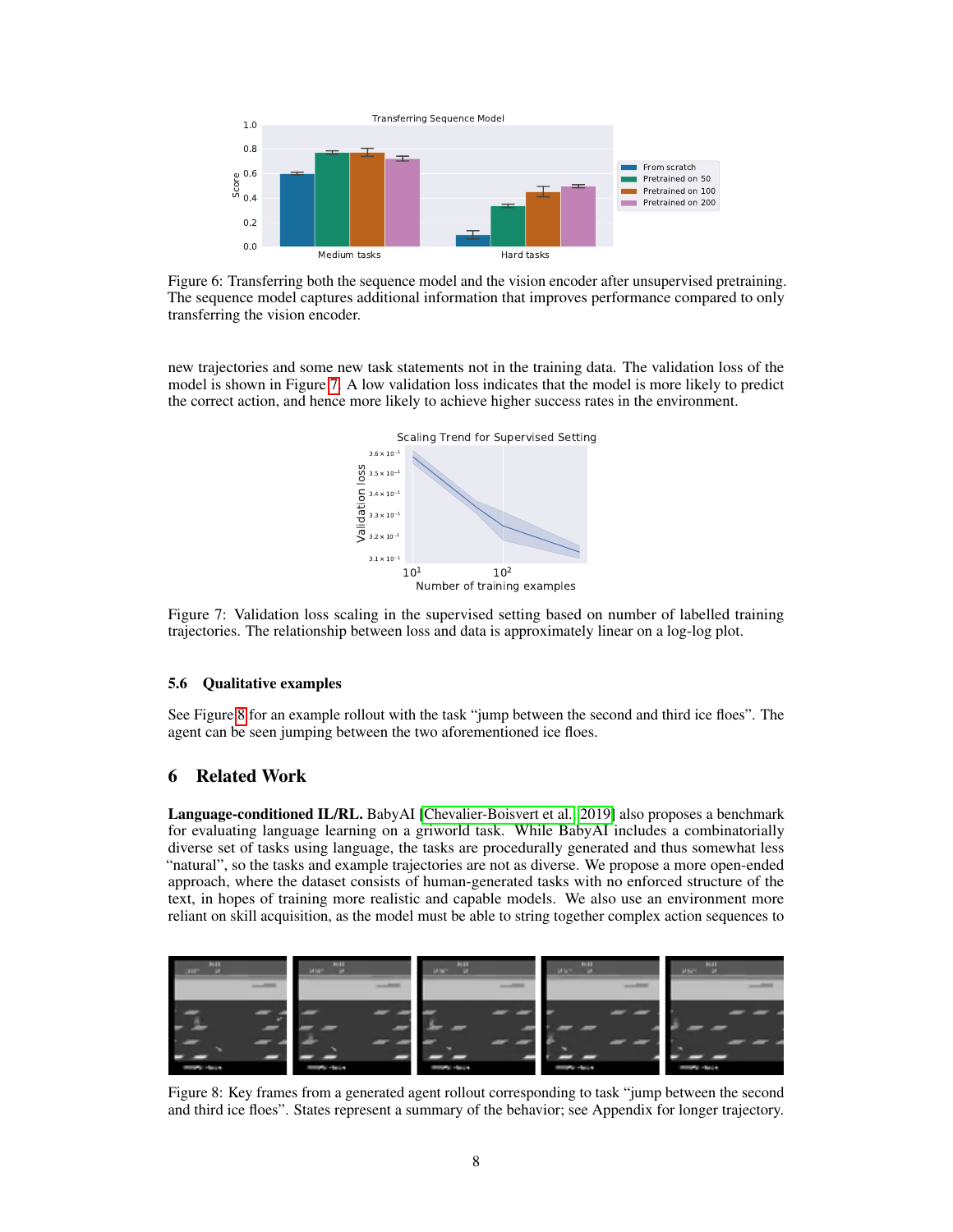Figure 6: Transferring both the sequence model and the vision encoder after unsupervised pretraining. The sequence model captures additional information that improves performance compared to only transferring the vision encoder.

new trajectories and some new task statements not in the training data. The validation loss of the model is shown in Figure 7. A low validation loss indicates that the model is more likely to predict the correct action, and hence more likely to achieve higher success rates in the environment.

Figure 7: Validation loss scaling in the supervised setting based on number of labelled training trajectories. The relationship between loss and data is approximately linear on a log-log plot.

### 5.6 Qualitative examples

See Figure 8 for an example rollout with the task "jump between the second and third ice floes". The agent can be seen jumping between the two aforementioned ice floes.

## 6 Related Work

**Language-conditioned IL/RL.** BabyAI [Chevalier-Boisvert et al., 2019] also proposes a benchmark for evaluating language learning on a griworld task. While BabyAI includes a combinatorially diverse set of tasks using language, the tasks are procedurally generated and thus somewhat less "natural", so the tasks and example trajectories are not as diverse. We propose a more open-ended approach, where the dataset consists of human-generated tasks with no enforced structure of the text, in hopes of training more realistic and capable models. We also use an environment more reliant on skill acquisition, as the model must be able to string together complex action sequences to

Figure 8: Key frames from a generated agent rollout corresponding to task "jump between the second and third ice floes". States represent a summary of the behavior; see Appendix for longer trajectory.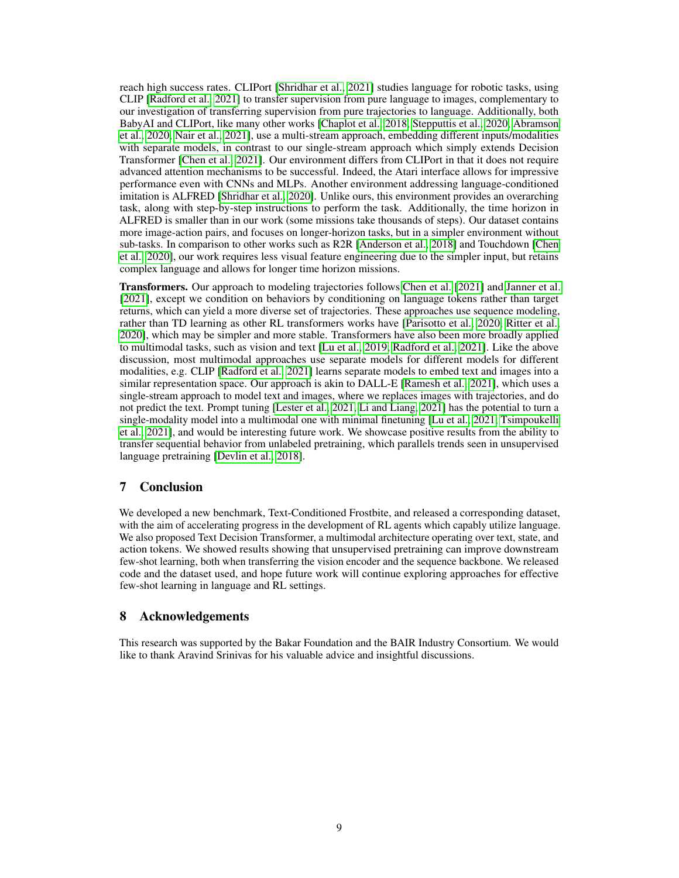reach high success rates. CLIPort [Shridhar et al., 2021] studies language for robotic tasks, using CLIP [Radford et al., 2021] to transfer supervision from pure language to images, complementary to our investigation of transferring supervision from pure trajectories to language. Additionally, both BabyAI and CLIPort, like many other works [Chaplot et al., 2018, Stepputtis et al., 2020, Abramson et al., 2020, Nair et al., 2021], use a multi-stream approach, embedding different inputs/modalities with separate models, in contrast to our single-stream approach which simply extends Decision Transformer [Chen et al., 2021]. Our environment differs from CLIPort in that it does not require advanced attention mechanisms to be successful. Indeed, the Atari interface allows for impressive performance even with CNNs and MLPs. Another environment addressing language-conditioned imitation is ALFRED [Shridhar et al., 2020]. Unlike ours, this environment provides an overarching task, along with step-by-step instructions to perform the task. Additionally, the time horizon in ALFRED is smaller than in our work (some missions take thousands of steps). Our dataset contains more image-action pairs, and focuses on longer-horizon tasks, but in a simpler environment without sub-tasks. In comparison to other works such as R2R [Anderson et al., 2018] and Touchdown [Chen et al., 2020], our work requires less visual feature engineering due to the simpler input, but retains complex language and allows for longer time horizon missions.

**Transformers.** Our approach to modeling trajectories follows Chen et al. [2021] and Janner et al. [2021], except we condition on behaviors by conditioning on language tokens rather than target returns, which can yield a more diverse set of trajectories. These approaches use sequence modeling, rather than TD learning as other RL transformers works have [Parisotto et al., 2020, Ritter et al., 2020], which may be simpler and more stable. Transformers have also been more broadly applied to multimodal tasks, such as vision and text [Lu et al., 2019, Radford et al., 2021]. Like the above discussion, most multimodal approaches use separate models for different models for different modalities, e.g. CLIP [Radford et al., 2021] learns separate models to embed text and images into a similar representation space. Our approach is akin to DALL-E [Ramesh et al., 2021], which uses a single-stream approach to model text and images, where we replaces images with trajectories, and do not predict the text. Prompt tuning [Lester et al., 2021, Li and Liang, 2021] has the potential to turn a single-modality model into a multimodal one with minimal finetuning [Lu et al., 2021, Tsimpoukelli et al., 2021], and would be interesting future work. We showcase positive results from the ability to transfer sequential behavior from unlabeled pretraining, which parallels trends seen in unsupervised language pretraining [Devlin et al., 2018].

## 7 Conclusion

We developed a new benchmark, Text-Conditioned Frostbite, and released a corresponding dataset, with the aim of accelerating progress in the development of RL agents which capably utilize language. We also proposed Text Decision Transformer, a multimodal architecture operating over text, state, and action tokens. We showed results showing that unsupervised pretraining can improve downstream few-shot learning, both when transferring the vision encoder and the sequence backbone. We released code and the dataset used, and hope future work will continue exploring approaches for effective few-shot learning in language and RL settings.

## 8 Acknowledgements

This research was supported by the Bakar Foundation and the BAIR Industry Consortium. We would like to thank Aravind Srinivas for his valuable advice and insightful discussions.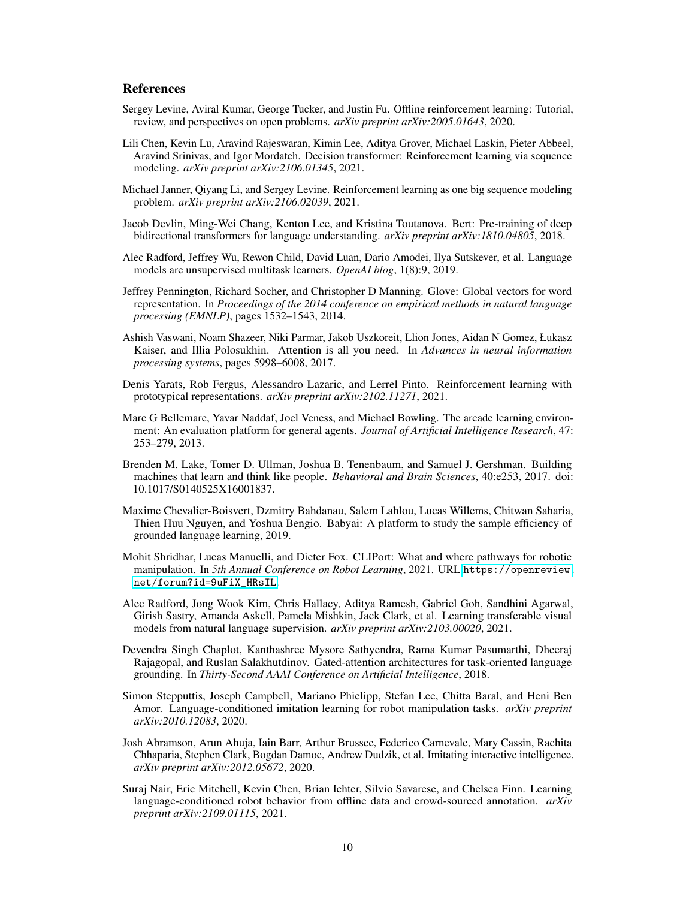## References

Sergey Levine, Aviral Kumar, George Tucker, and Justin Fu. Offline reinforcement learning: Tutorial, review, and perspectives on open problems. *arXiv preprint arXiv:2005.01643*, 2020.

Lili Chen, Kevin Lu, Aravind Rajeswaran, Kimin Lee, Aditya Grover, Michael Laskin, Pieter Abbeel, Aravind Srinivas, and Igor Mordatch. Decision transformer: Reinforcement learning via sequence modeling. *arXiv preprint arXiv:2106.01345*, 2021.

Michael Janner, Qiyang Li, and Sergey Levine. Reinforcement learning as one big sequence modeling problem. *arXiv preprint arXiv:2106.02039*, 2021.

Jacob Devlin, Ming-Wei Chang, Kenton Lee, and Kristina Toutanova. Bert: Pre-training of deep bidirectional transformers for language understanding. *arXiv preprint arXiv:1810.04805*, 2018.

Alec Radford, Jeffrey Wu, Rewon Child, David Luan, Dario Amodei, Ilya Sutskever, et al. Language models are unsupervised multitask learners. *OpenAI blog*, 1(8):9, 2019.

Jeffrey Pennington, Richard Socher, and Christopher D Manning. Glove: Global vectors for word representation. In *Proceedings of the 2014 conference on empirical methods in natural language processing (EMNLP)*, pages 1532–1543, 2014.

Ashish Vaswani, Noam Shazeer, Niki Parmar, Jakob Uszkoreit, Llion Jones, Aidan N Gomez, Łukasz Kaiser, and Illia Polosukhin. Attention is all you need. In *Advances in neural information processing systems*, pages 5998–6008, 2017.

Denis Yarats, Rob Fergus, Alessandro Lazaric, and Lerrel Pinto. Reinforcement learning with prototypical representations. *arXiv preprint arXiv:2102.11271*, 2021.

Marc G Bellemare, Yavar Naddaf, Joel Veness, and Michael Bowling. The arcade learning environment: An evaluation platform for general agents. *Journal of Artificial Intelligence Research*, 47: 253–279, 2013.

Brenden M. Lake, Tomer D. Ullman, Joshua B. Tenenbaum, and Samuel J. Gershman. Building machines that learn and think like people. *Behavioral and Brain Sciences*, 40:e253, 2017. doi: 10.1017/S0140525X16001837.

Maxime Chevalier-Boisvert, Dzmitry Bahdanau, Salem Lahlou, Lucas Willems, Chitwan Saharia, Thien Huu Nguyen, and Yoshua Bengio. Babyai: A platform to study the sample efficiency of grounded language learning, 2019.

Mohit Shridhar, Lucas Manuelli, and Dieter Fox. CLIPort: What and where pathways for robotic manipulation. In *5th Annual Conference on Robot Learning*, 2021. URL https://openreview.net/forum?id=9uFiX_HRsIL.

Alec Radford, Jong Wook Kim, Chris Hallacy, Aditya Ramesh, Gabriel Goh, Sandhini Agarwal, Girish Sastry, Amanda Askell, Pamela Mishkin, Jack Clark, et al. Learning transferable visual models from natural language supervision. *arXiv preprint arXiv:2103.00020*, 2021.

Devendra Singh Chaplot, Kanthashree Mysore Sathyendra, Rama Kumar Pasumarthi, Dheeraj Rajagopal, and Ruslan Salakhutdinov. Gated-attention architectures for task-oriented language grounding. In *Thirty-Second AAAI Conference on Artificial Intelligence*, 2018.

Simon Stepputtis, Joseph Campbell, Mariano Phielipp, Stefan Lee, Chitta Baral, and Heni Ben Amor. Language-conditioned imitation learning for robot manipulation tasks. *arXiv preprint arXiv:2010.12083*, 2020.

Josh Abramson, Arun Ahuja, Iain Barr, Arthur Brussee, Federico Carnevale, Mary Cassin, Rachita Chhaparia, Stephen Clark, Bogdan Damoc, Andrew Dudzik, et al. Imitating interactive intelligence. *arXiv preprint arXiv:2012.05672*, 2020.

Suraj Nair, Eric Mitchell, Kevin Chen, Brian Ichter, Silvio Savarese, and Chelsea Finn. Learning language-conditioned robot behavior from offline data and crowd-sourced annotation. *arXiv preprint arXiv:2109.01115*, 2021.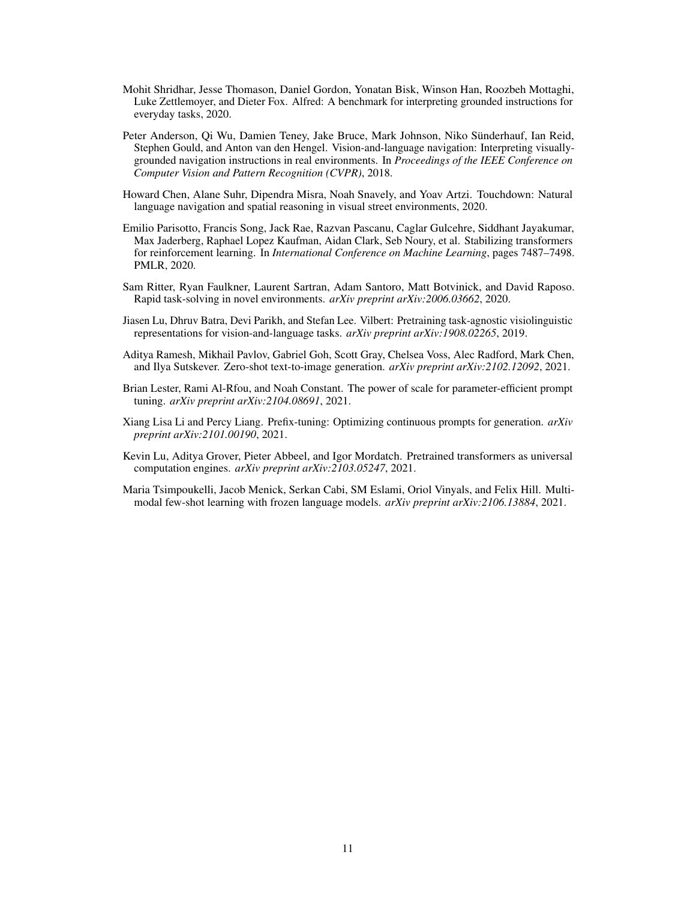Mohit Shridhar, Jesse Thomason, Daniel Gordon, Yonatan Bisk, Winson Han, Roozbeh Mottaghi, Luke Zettlemoyer, and Dieter Fox. Alfred: A benchmark for interpreting grounded instructions for everyday tasks, 2020.

Peter Anderson, Qi Wu, Damien Teney, Jake Bruce, Mark Johnson, Niko Sünderhauf, Ian Reid, Stephen Gould, and Anton van den Hengel. Vision-and-language navigation: Interpreting visually-grounded navigation instructions in real environments. In *Proceedings of the IEEE Conference on Computer Vision and Pattern Recognition (CVPR)*, 2018.

Howard Chen, Alane Suhr, Dipendra Misra, Noah Snavely, and Yoav Artzi. Touchdown: Natural language navigation and spatial reasoning in visual street environments, 2020.

Emilio Parisotto, Francis Song, Jack Rae, Razvan Pascanu, Caglar Gulcehre, Siddhant Jayakumar, Max Jaderberg, Raphael Lopez Kaufman, Aidan Clark, Seb Noury, et al. Stabilizing transformers for reinforcement learning. In *International Conference on Machine Learning*, pages 7487–7498. PMLR, 2020.

Sam Ritter, Ryan Faulkner, Laurent Sartran, Adam Santoro, Matt Botvinick, and David Raposo. Rapid task-solving in novel environments. *arXiv preprint arXiv:2006.03662*, 2020.

Jiasen Lu, Dhruv Batra, Devi Parikh, and Stefan Lee. Vilbert: Pretraining task-agnostic visiolinguistic representations for vision-and-language tasks. *arXiv preprint arXiv:1908.02265*, 2019.

Aditya Ramesh, Mikhail Pavlov, Gabriel Goh, Scott Gray, Chelsea Voss, Alec Radford, Mark Chen, and Ilya Sutskever. Zero-shot text-to-image generation. *arXiv preprint arXiv:2102.12092*, 2021.

Brian Lester, Rami Al-Rfou, and Noah Constant. The power of scale for parameter-efficient prompt tuning. *arXiv preprint arXiv:2104.08691*, 2021.

Xiang Lisa Li and Percy Liang. Prefix-tuning: Optimizing continuous prompts for generation. *arXiv preprint arXiv:2101.00190*, 2021.

Kevin Lu, Aditya Grover, Pieter Abbeel, and Igor Mordatch. Pretrained transformers as universal computation engines. *arXiv preprint arXiv:2103.05247*, 2021.

Maria Tsimpoukelli, Jacob Menick, Serkan Cabi, SM Eslami, Oriol Vinyals, and Felix Hill. Multimodal few-shot learning with frozen language models. *arXiv preprint arXiv:2106.13884*, 2021.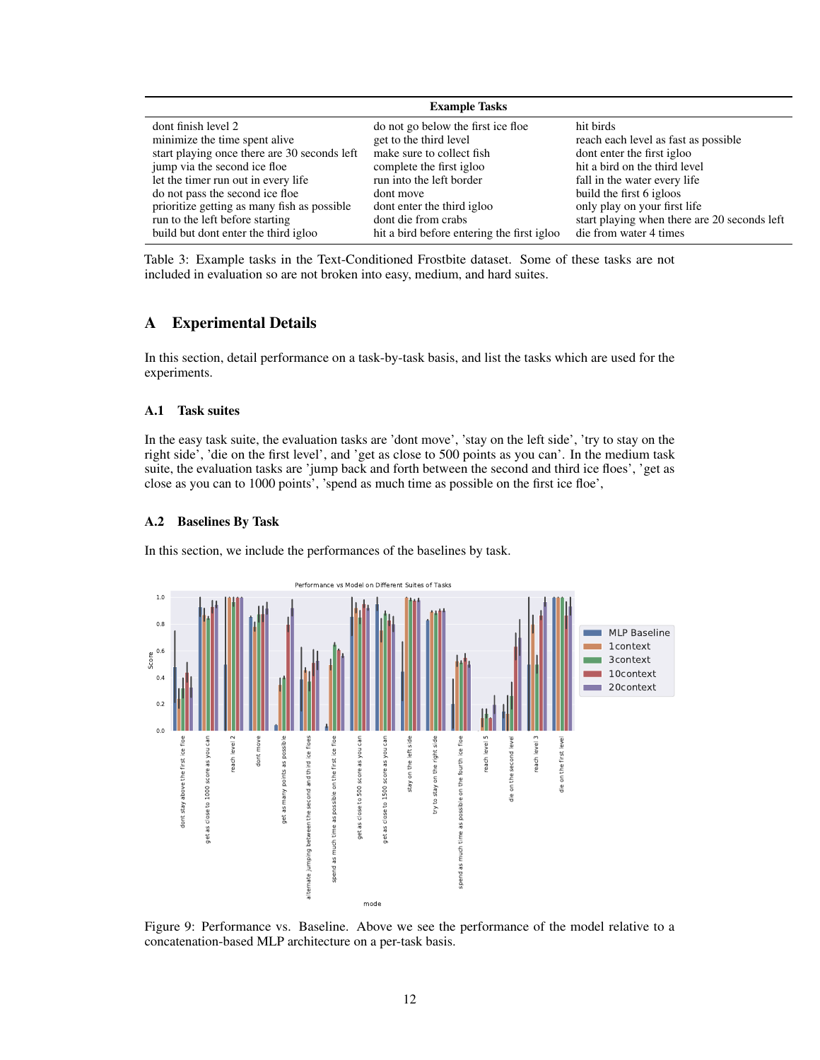| Example Tasks | | |
|---|---|---|
| dont finish level 2 | do not go below the first ice floe | hit birds |
| minimize the time spent alive | get to the third level | reach each level as fast as possible |
| start playing once there are 30 seconds left | make sure to collect fish | dont enter the first igloo |
| jump via the second ice floe | complete the first igloo | hit a bird on the third level |
| let the timer run out in every life | run into the left border | fall in the water every life |
| do not pass the second ice floe | dont move | build the first 6 igloos |
| prioritize getting as many fish as possible | dont enter the third igloo | only play on your first life |
| run to the left before starting | dont die from crabs | start playing when there are 20 seconds left |
| build but dont enter the third igloo | hit a bird before entering the first igloo | die from water 4 times |

Table 3: Example tasks in the Text-Conditioned Frostbite dataset. Some of these tasks are not included in evaluation so are not broken into easy, medium, and hard suites.

# A Experimental Details

In this section, detail performance on a task-by-task basis, and list the tasks which are used for the experiments.

## A.1 Task suites

In the easy task suite, the evaluation tasks are 'dont move', 'stay on the left side', 'try to stay on the right side', 'die on the first level', and 'get as close to 500 points as you can'. In the medium task suite, the evaluation tasks are 'jump back and forth between the second and third ice floes', 'get as close as you can to 1000 points', 'spend as much time as possible on the first ice floe',

## A.2 Baselines By Task

In this section, we include the performances of the baselines by task.

Figure 9: Performance vs. Baseline. Above we see the performance of the model relative to a concatenation-based MLP architecture on a per-task basis.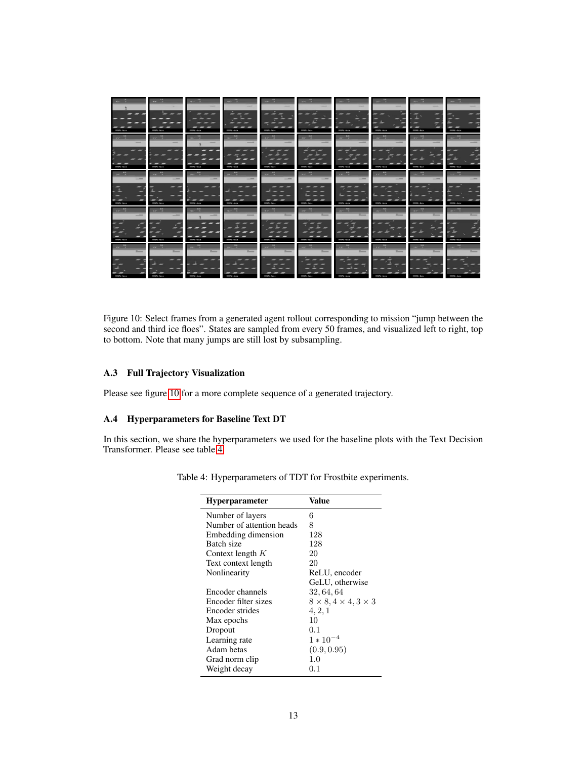Figure 10: Select frames from a generated agent rollout corresponding to mission "jump between the second and third ice floes". States are sampled from every 50 frames, and visualized left to right, top to bottom. Note that many jumps are still lost by subsampling.

### A.3 Full Trajectory Visualization

Please see figure 10 for a more complete sequence of a generated trajectory.

### A.4 Hyperparameters for Baseline Text DT

In this section, we share the hyperparameters we used for the baseline plots with the Text Decision Transformer. Please see table 4.

Table 4: Hyperparameters of TDT for Frostbite experiments.

| Hyperparameter | Value |
|---|---|
| Number of layers | 6 |
| Number of attention heads | 8 |
| Embedding dimension | 128 |
| Batch size | 128 |
| Context length $K$ | 20 |
| Text context length | 20 |
| Nonlinearity | ReLU, encoder<br>GeLU, otherwise |
| Encoder channels | $32, 64, 64$ |
| Encoder filter sizes | $8 \times 8, 4 \times 4, 3 \times 3$ |
| Encoder strides | $4, 2, 1$ |
| Max epochs | 10 |
| Dropout | 0.1 |
| Learning rate | $1 * 10^{-4}$ |
| Adam betas | $(0.9, 0.95)$ |
| Grad norm clip | 1.0 |
| Weight decay | 0.1 |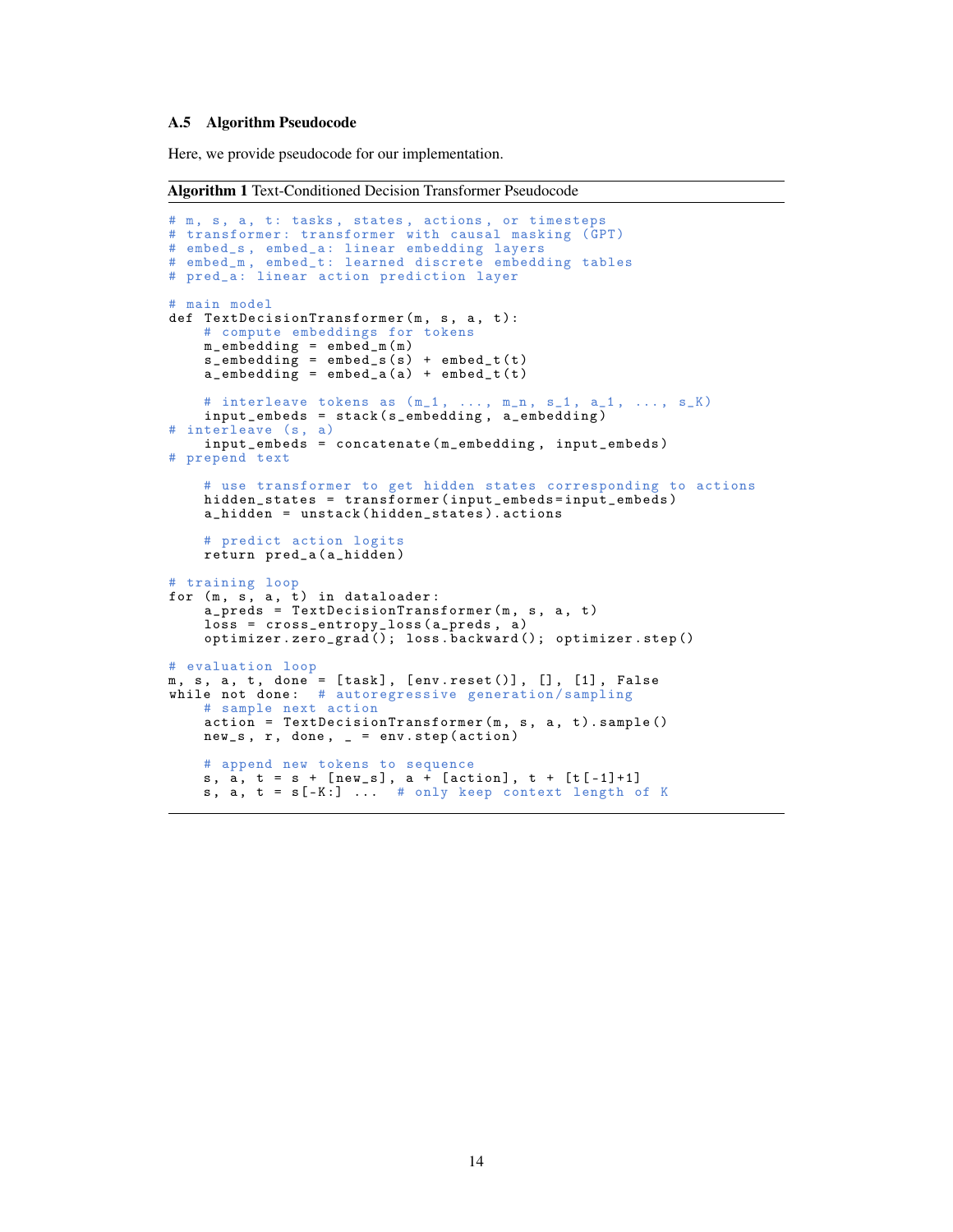### A.5 Algorithm Pseudocode

Here, we provide pseudocode for our implementation.

**Algorithm 1** Text-Conditioned Decision Transformer Pseudocode

```
# m, s, a, t: tasks, states, actions, or timesteps
# transformer: transformer with causal masking (GPT)
# embed_s, embed_a: linear embedding layers
# embed_m, embed_t: learned discrete embedding tables
# pred_a: linear action prediction layer

# main model
def TextDecisionTransformer(m, s, a, t):
    # compute embeddings for tokens
    m_embedding = embed_m(m)
    s_embedding = embed_s(s) + embed_t(t)
    a_embedding = embed_a(a) + embed_t(t)

    # interleave tokens as (m_1, ..., m_n, s_1, a_1, ..., s_K)
    input_embeds = stack(s_embedding, a_embedding)
# interleave (s, a)
    input_embeds = concatenate(m_embedding, input_embeds)
# prepend text

    # use transformer to get hidden states corresponding to actions
    hidden_states = transformer(input_embeds=input_embeds)
    a_hidden = unstack(hidden_states).actions

    # predict action logits
    return pred_a(a_hidden)

# training loop
for (m, s, a, t) in dataloader:
    a_preds = TextDecisionTransformer(m, s, a, t)
    loss = cross_entropy_loss(a_preds, a)
    optimizer.zero_grad(); loss.backward(); optimizer.step()

# evaluation loop
m, s, a, t, done = [task], [env.reset()], [], [1], False
while not done:  # autoregressive generation/sampling
    # sample next action
    action = TextDecisionTransformer(m, s, a, t).sample()
    new_s, r, done, _ = env.step(action)

    # append new tokens to sequence
    s, a, t = s + [new_s], a + [action], t + [t[-1]+1]
    s, a, t = s[-K:] ...  # only keep context length of K
```